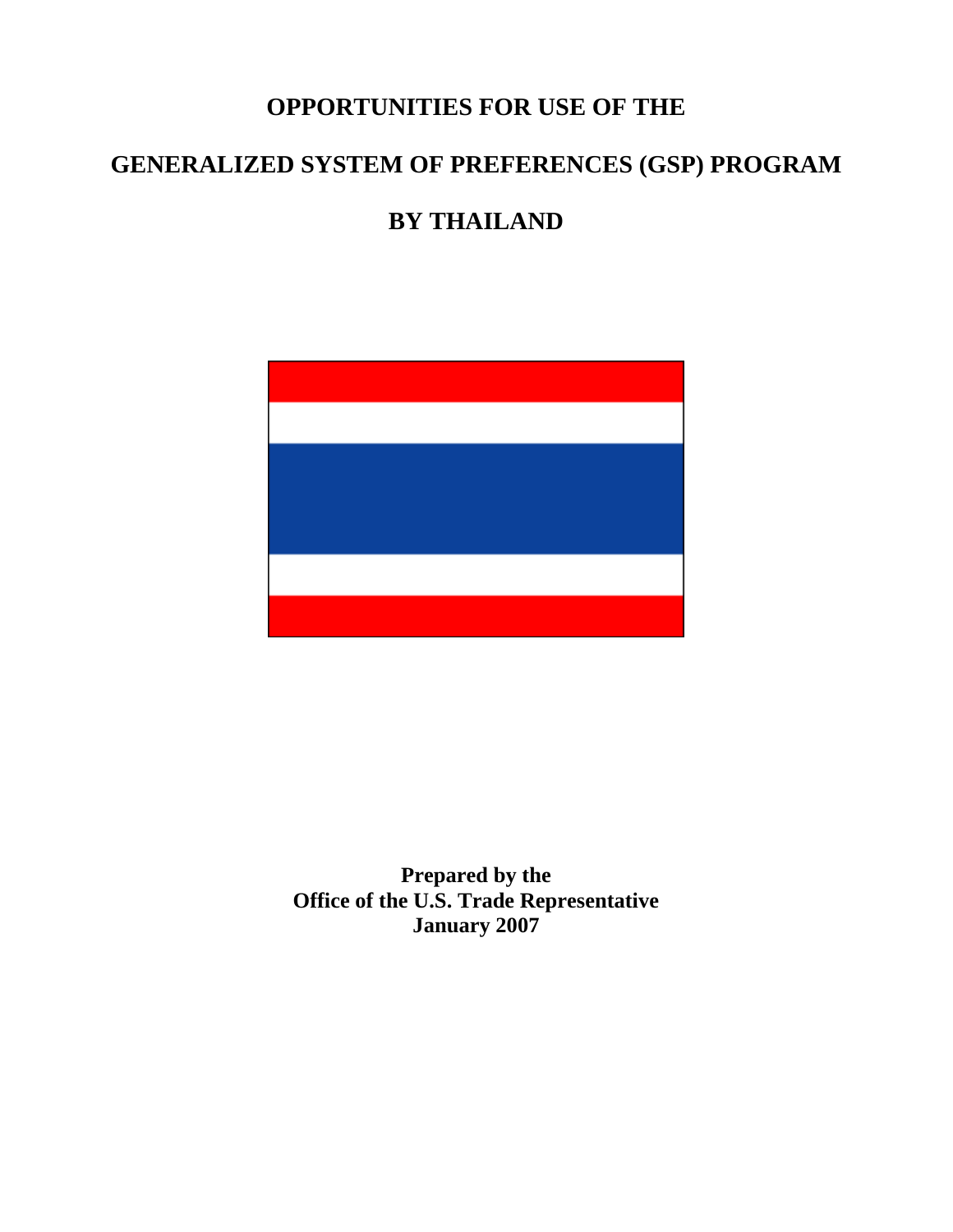# OPPORTUNITIES FOR USE OF THE

# GENERALIZED SYSTEM OF PREFERENCES (GSP) PROGRAM

# BY THAILAND

**Prepared by the**
**Office of the U.S. Trade Representative**
**January 2007**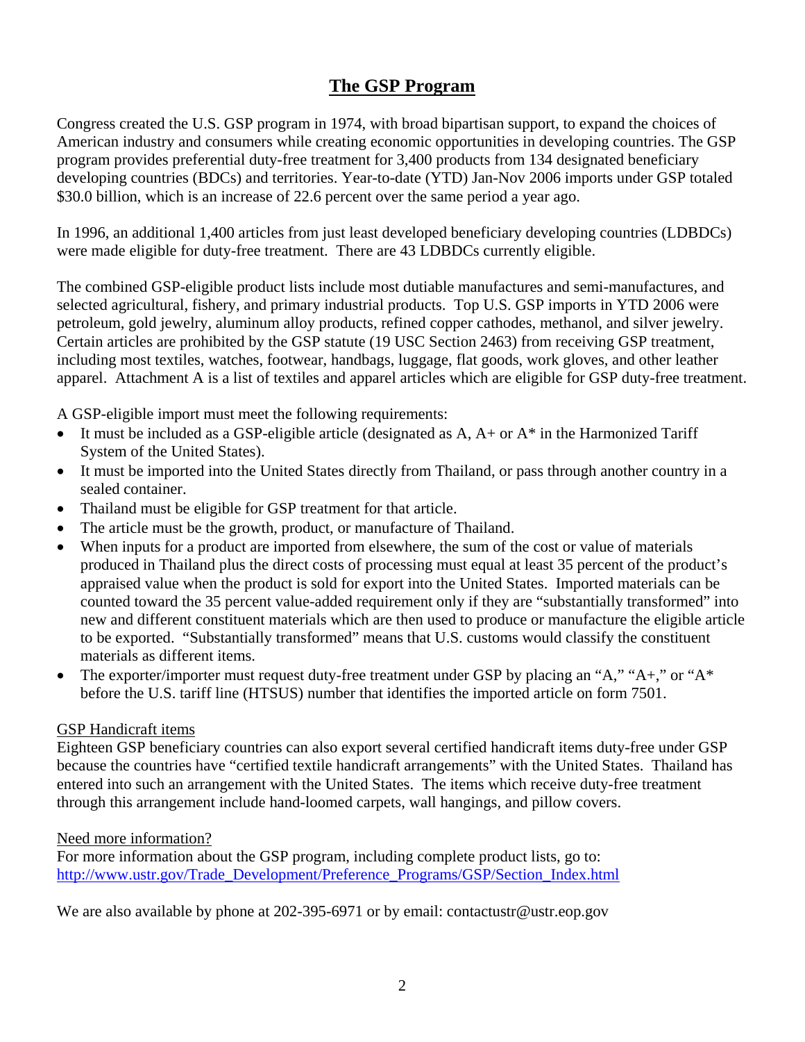# The GSP Program

Congress created the U.S. GSP program in 1974, with broad bipartisan support, to expand the choices of American industry and consumers while creating economic opportunities in developing countries. The GSP program provides preferential duty-free treatment for 3,400 products from 134 designated beneficiary developing countries (BDCs) and territories. Year-to-date (YTD) Jan-Nov 2006 imports under GSP totaled $30.0 billion, which is an increase of 22.6 percent over the same period a year ago.

In 1996, an additional 1,400 articles from just least developed beneficiary developing countries (LDBDCs) were made eligible for duty-free treatment. There are 43 LDBDCs currently eligible.

The combined GSP-eligible product lists include most dutiable manufactures and semi-manufactures, and selected agricultural, fishery, and primary industrial products. Top U.S. GSP imports in YTD 2006 were petroleum, gold jewelry, aluminum alloy products, refined copper cathodes, methanol, and silver jewelry. Certain articles are prohibited by the GSP statute (19 USC Section 2463) from receiving GSP treatment, including most textiles, watches, footwear, handbags, luggage, flat goods, work gloves, and other leather apparel. Attachment A is a list of textiles and apparel articles which are eligible for GSP duty-free treatment.

A GSP-eligible import must meet the following requirements:

- It must be included as a GSP-eligible article (designated as A, A+ or A* in the Harmonized Tariff System of the United States).
- It must be imported into the United States directly from Thailand, or pass through another country in a sealed container.
- Thailand must be eligible for GSP treatment for that article.
- The article must be the growth, product, or manufacture of Thailand.
- When inputs for a product are imported from elsewhere, the sum of the cost or value of materials produced in Thailand plus the direct costs of processing must equal at least 35 percent of the product's appraised value when the product is sold for export into the United States. Imported materials can be counted toward the 35 percent value-added requirement only if they are "substantially transformed" into new and different constituent materials which are then used to produce or manufacture the eligible article to be exported. "Substantially transformed" means that U.S. customs would classify the constituent materials as different items.
- The exporter/importer must request duty-free treatment under GSP by placing an "A," "A+," or "A*" before the U.S. tariff line (HTSUS) number that identifies the imported article on form 7501.

GSP Handicraft items

Eighteen GSP beneficiary countries can also export several certified handicraft items duty-free under GSP because the countries have "certified textile handicraft arrangements" with the United States. Thailand has entered into such an arrangement with the United States. The items which receive duty-free treatment through this arrangement include hand-loomed carpets, wall hangings, and pillow covers.

Need more information?

For more information about the GSP program, including complete product lists, go to: http://www.ustr.gov/Trade_Development/Preference_Programs/GSP/Section_Index.html

We are also available by phone at 202-395-6971 or by email: contactustr@ustr.eop.gov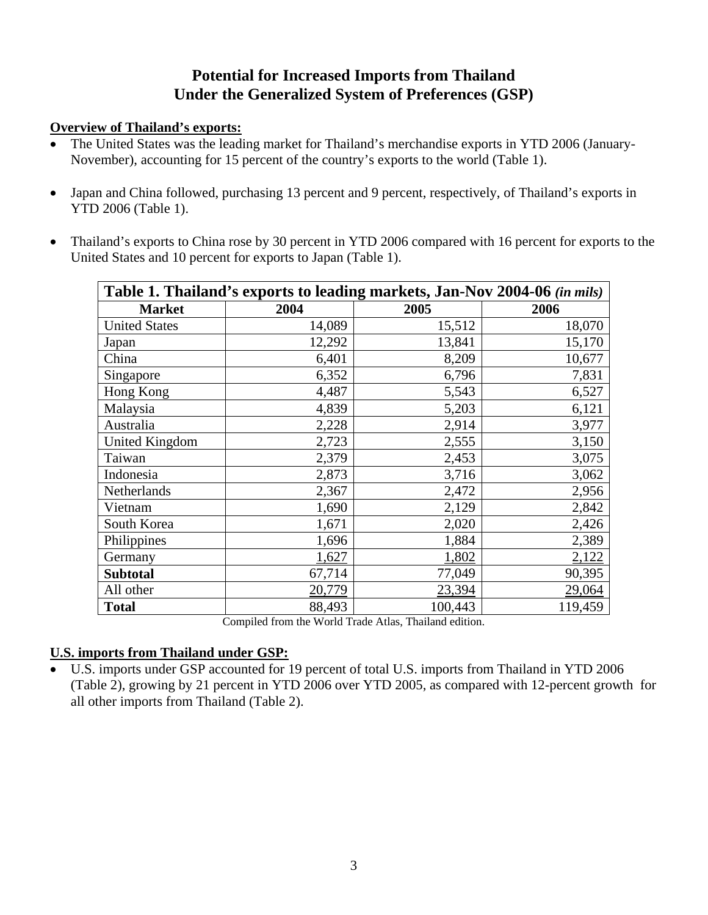# Potential for Increased Imports from Thailand Under the Generalized System of Preferences (GSP)

**Overview of Thailand's exports:**

- The United States was the leading market for Thailand's merchandise exports in YTD 2006 (January-November), accounting for 15 percent of the country's exports to the world (Table 1).
- Japan and China followed, purchasing 13 percent and 9 percent, respectively, of Thailand's exports in YTD 2006 (Table 1).
- Thailand's exports to China rose by 30 percent in YTD 2006 compared with 16 percent for exports to the United States and 10 percent for exports to Japan (Table 1).

**Table 1. Thailand's exports to leading markets, Jan-Nov 2004-06** *(in mils)*

| Market | 2004 | 2005 | 2006 |
|---|---|---|---|
| United States | 14,089 | 15,512 | 18,070 |
| Japan | 12,292 | 13,841 | 15,170 |
| China | 6,401 | 8,209 | 10,677 |
| Singapore | 6,352 | 6,796 | 7,831 |
| Hong Kong | 4,487 | 5,543 | 6,527 |
| Malaysia | 4,839 | 5,203 | 6,121 |
| Australia | 2,228 | 2,914 | 3,977 |
| United Kingdom | 2,723 | 2,555 | 3,150 |
| Taiwan | 2,379 | 2,453 | 3,075 |
| Indonesia | 2,873 | 3,716 | 3,062 |
| Netherlands | 2,367 | 2,472 | 2,956 |
| Vietnam | 1,690 | 2,129 | 2,842 |
| South Korea | 1,671 | 2,020 | 2,426 |
| Philippines | 1,696 | 1,884 | 2,389 |
| Germany | 1,627 | 1,802 | 2,122 |
| **Subtotal** | 67,714 | 77,049 | 90,395 |
| All other | 20,779 | 23,394 | 29,064 |
| **Total** | 88,493 | 100,443 | 119,459 |

Compiled from the World Trade Atlas, Thailand edition.

**U.S. imports from Thailand under GSP:**

- U.S. imports under GSP accounted for 19 percent of total U.S. imports from Thailand in YTD 2006 (Table 2), growing by 21 percent in YTD 2006 over YTD 2005, as compared with 12-percent growth for all other imports from Thailand (Table 2).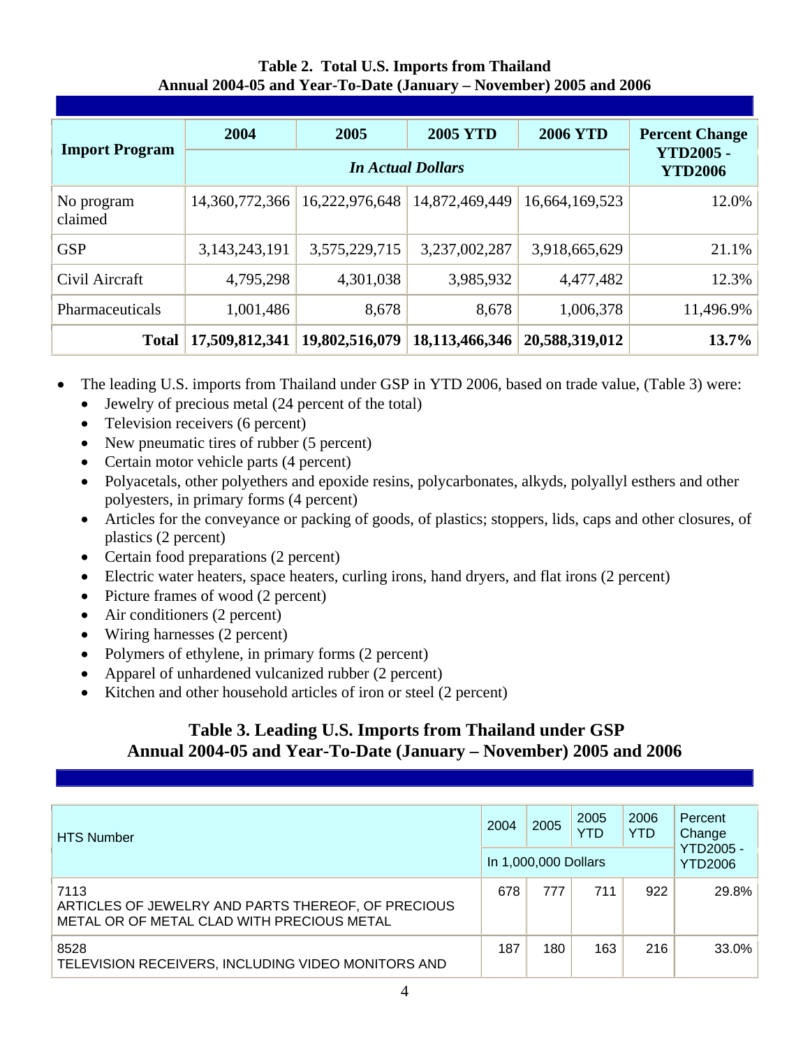**Table 2. Total U.S. Imports from Thailand**
**Annual 2004-05 and Year-To-Date (January – November) 2005 and 2006**

| Import Program | 2004 | 2005 | 2005 YTD | 2006 YTD | Percent Change YTD2005 - YTD2006 |
|---|---|---|---|---|---|
| | *In Actual Dollars* | | | | |
| No program claimed | 14,360,772,366 | 16,222,976,648 | 14,872,469,449 | 16,664,169,523 | 12.0% |
| GSP | 3,143,243,191 | 3,575,229,715 | 3,237,002,287 | 3,918,665,629 | 21.1% |
| Civil Aircraft | 4,795,298 | 4,301,038 | 3,985,932 | 4,477,482 | 12.3% |
| Pharmaceuticals | 1,001,486 | 8,678 | 8,678 | 1,006,378 | 11,496.9% |
| **Total** | **17,509,812,341** | **19,802,516,079** | **18,113,466,346** | **20,588,319,012** | **13.7%** |

- The leading U.S. imports from Thailand under GSP in YTD 2006, based on trade value, (Table 3) were:
  - Jewelry of precious metal (24 percent of the total)
  - Television receivers (6 percent)
  - New pneumatic tires of rubber (5 percent)
  - Certain motor vehicle parts (4 percent)
  - Polyacetals, other polyethers and epoxide resins, polycarbonates, alkyds, polyallyl esthers and other polyesters, in primary forms (4 percent)
  - Articles for the conveyance or packing of goods, of plastics; stoppers, lids, caps and other closures, of plastics (2 percent)
  - Certain food preparations (2 percent)
  - Electric water heaters, space heaters, curling irons, hand dryers, and flat irons (2 percent)
  - Picture frames of wood (2 percent)
  - Air conditioners (2 percent)
  - Wiring harnesses (2 percent)
  - Polymers of ethylene, in primary forms (2 percent)
  - Apparel of unhardened vulcanized rubber (2 percent)
  - Kitchen and other household articles of iron or steel (2 percent)

## Table 3. Leading U.S. Imports from Thailand under GSP
## Annual 2004-05 and Year-To-Date (January – November) 2005 and 2006

| HTS Number | 2004 | 2005 | 2005 YTD | 2006 YTD | Percent Change YTD2005 - YTD2006 |
|---|---|---|---|---|---|
| | In 1,000,000 Dollars | | | | |
| 7113<br>ARTICLES OF JEWELRY AND PARTS THEREOF, OF PRECIOUS METAL OR OF METAL CLAD WITH PRECIOUS METAL | 678 | 777 | 711 | 922 | 29.8% |
| 8528<br>TELEVISION RECEIVERS, INCLUDING VIDEO MONITORS AND | 187 | 180 | 163 | 216 | 33.0% |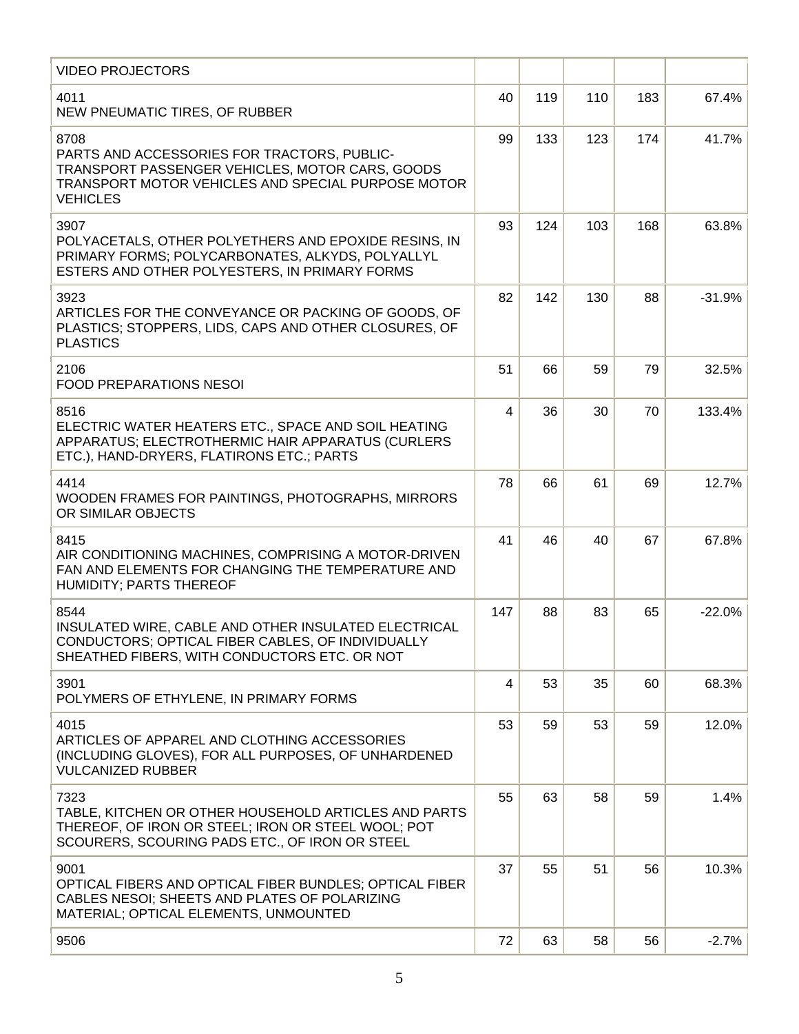| | | | | | |
|---|---|---|---|---|---|
| VIDEO PROJECTORS | | | | | |
| 4011<br>NEW PNEUMATIC TIRES, OF RUBBER | 40 | 119 | 110 | 183 | 67.4% |
| 8708<br>PARTS AND ACCESSORIES FOR TRACTORS, PUBLIC-TRANSPORT PASSENGER VEHICLES, MOTOR CARS, GOODS TRANSPORT MOTOR VEHICLES AND SPECIAL PURPOSE MOTOR VEHICLES | 99 | 133 | 123 | 174 | 41.7% |
| 3907<br>POLYACETALS, OTHER POLYETHERS AND EPOXIDE RESINS, IN PRIMARY FORMS; POLYCARBONATES, ALKYDS, POLYALLYL ESTERS AND OTHER POLYESTERS, IN PRIMARY FORMS | 93 | 124 | 103 | 168 | 63.8% |
| 3923<br>ARTICLES FOR THE CONVEYANCE OR PACKING OF GOODS, OF PLASTICS; STOPPERS, LIDS, CAPS AND OTHER CLOSURES, OF PLASTICS | 82 | 142 | 130 | 88 | -31.9% |
| 2106<br>FOOD PREPARATIONS NESOI | 51 | 66 | 59 | 79 | 32.5% |
| 8516<br>ELECTRIC WATER HEATERS ETC., SPACE AND SOIL HEATING APPARATUS; ELECTROTHERMIC HAIR APPARATUS (CURLERS ETC.), HAND-DRYERS, FLATIRONS ETC.; PARTS | 4 | 36 | 30 | 70 | 133.4% |
| 4414<br>WOODEN FRAMES FOR PAINTINGS, PHOTOGRAPHS, MIRRORS OR SIMILAR OBJECTS | 78 | 66 | 61 | 69 | 12.7% |
| 8415<br>AIR CONDITIONING MACHINES, COMPRISING A MOTOR-DRIVEN FAN AND ELEMENTS FOR CHANGING THE TEMPERATURE AND HUMIDITY; PARTS THEREOF | 41 | 46 | 40 | 67 | 67.8% |
| 8544<br>INSULATED WIRE, CABLE AND OTHER INSULATED ELECTRICAL CONDUCTORS; OPTICAL FIBER CABLES, OF INDIVIDUALLY SHEATHED FIBERS, WITH CONDUCTORS ETC. OR NOT | 147 | 88 | 83 | 65 | -22.0% |
| 3901<br>POLYMERS OF ETHYLENE, IN PRIMARY FORMS | 4 | 53 | 35 | 60 | 68.3% |
| 4015<br>ARTICLES OF APPAREL AND CLOTHING ACCESSORIES (INCLUDING GLOVES), FOR ALL PURPOSES, OF UNHARDENED VULCANIZED RUBBER | 53 | 59 | 53 | 59 | 12.0% |
| 7323<br>TABLE, KITCHEN OR OTHER HOUSEHOLD ARTICLES AND PARTS THEREOF, OF IRON OR STEEL; IRON OR STEEL WOOL; POT SCOURERS, SCOURING PADS ETC., OF IRON OR STEEL | 55 | 63 | 58 | 59 | 1.4% |
| 9001<br>OPTICAL FIBERS AND OPTICAL FIBER BUNDLES; OPTICAL FIBER CABLES NESOI; SHEETS AND PLATES OF POLARIZING MATERIAL; OPTICAL ELEMENTS, UNMOUNTED | 37 | 55 | 51 | 56 | 10.3% |
| 9506 | 72 | 63 | 58 | 56 | -2.7% |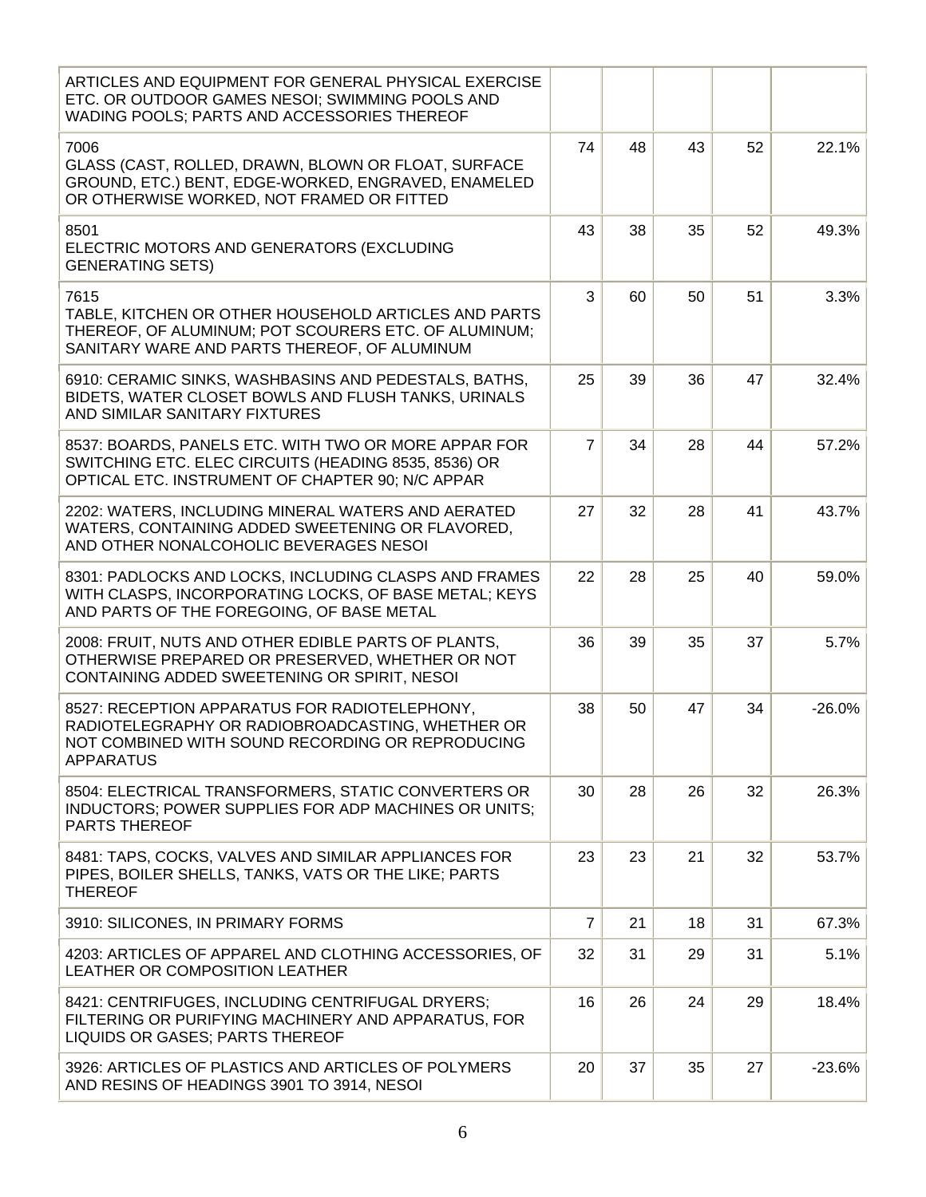| | | | | | |
|---|---|---|---|---|---|
| ARTICLES AND EQUIPMENT FOR GENERAL PHYSICAL EXERCISE ETC. OR OUTDOOR GAMES NESOI; SWIMMING POOLS AND WADING POOLS; PARTS AND ACCESSORIES THEREOF | | | | | |
| 7006 GLASS (CAST, ROLLED, DRAWN, BLOWN OR FLOAT, SURFACE GROUND, ETC.) BENT, EDGE-WORKED, ENGRAVED, ENAMELED OR OTHERWISE WORKED, NOT FRAMED OR FITTED | 74 | 48 | 43 | 52 | 22.1% |
| 8501 ELECTRIC MOTORS AND GENERATORS (EXCLUDING GENERATING SETS) | 43 | 38 | 35 | 52 | 49.3% |
| 7615 TABLE, KITCHEN OR OTHER HOUSEHOLD ARTICLES AND PARTS THEREOF, OF ALUMINUM; POT SCOURERS ETC. OF ALUMINUM; SANITARY WARE AND PARTS THEREOF, OF ALUMINUM | 3 | 60 | 50 | 51 | 3.3% |
| 6910: CERAMIC SINKS, WASHBASINS AND PEDESTALS, BATHS, BIDETS, WATER CLOSET BOWLS AND FLUSH TANKS, URINALS AND SIMILAR SANITARY FIXTURES | 25 | 39 | 36 | 47 | 32.4% |
| 8537: BOARDS, PANELS ETC. WITH TWO OR MORE APPAR FOR SWITCHING ETC. ELEC CIRCUITS (HEADING 8535, 8536) OR OPTICAL ETC. INSTRUMENT OF CHAPTER 90; N/C APPAR | 7 | 34 | 28 | 44 | 57.2% |
| 2202: WATERS, INCLUDING MINERAL WATERS AND AERATED WATERS, CONTAINING ADDED SWEETENING OR FLAVORED, AND OTHER NONALCOHOLIC BEVERAGES NESOI | 27 | 32 | 28 | 41 | 43.7% |
| 8301: PADLOCKS AND LOCKS, INCLUDING CLASPS AND FRAMES WITH CLASPS, INCORPORATING LOCKS, OF BASE METAL; KEYS AND PARTS OF THE FOREGOING, OF BASE METAL | 22 | 28 | 25 | 40 | 59.0% |
| 2008: FRUIT, NUTS AND OTHER EDIBLE PARTS OF PLANTS, OTHERWISE PREPARED OR PRESERVED, WHETHER OR NOT CONTAINING ADDED SWEETENING OR SPIRIT, NESOI | 36 | 39 | 35 | 37 | 5.7% |
| 8527: RECEPTION APPARATUS FOR RADIOTELEPHONY, RADIOTELEGRAPHY OR RADIOBROADCASTING, WHETHER OR NOT COMBINED WITH SOUND RECORDING OR REPRODUCING APPARATUS | 38 | 50 | 47 | 34 | -26.0% |
| 8504: ELECTRICAL TRANSFORMERS, STATIC CONVERTERS OR INDUCTORS; POWER SUPPLIES FOR ADP MACHINES OR UNITS; PARTS THEREOF | 30 | 28 | 26 | 32 | 26.3% |
| 8481: TAPS, COCKS, VALVES AND SIMILAR APPLIANCES FOR PIPES, BOILER SHELLS, TANKS, VATS OR THE LIKE; PARTS THEREOF | 23 | 23 | 21 | 32 | 53.7% |
| 3910: SILICONES, IN PRIMARY FORMS | 7 | 21 | 18 | 31 | 67.3% |
| 4203: ARTICLES OF APPAREL AND CLOTHING ACCESSORIES, OF LEATHER OR COMPOSITION LEATHER | 32 | 31 | 29 | 31 | 5.1% |
| 8421: CENTRIFUGES, INCLUDING CENTRIFUGAL DRYERS; FILTERING OR PURIFYING MACHINERY AND APPARATUS, FOR LIQUIDS OR GASES; PARTS THEREOF | 16 | 26 | 24 | 29 | 18.4% |
| 3926: ARTICLES OF PLASTICS AND ARTICLES OF POLYMERS AND RESINS OF HEADINGS 3901 TO 3914, NESOI | 20 | 37 | 35 | 27 | -23.6% |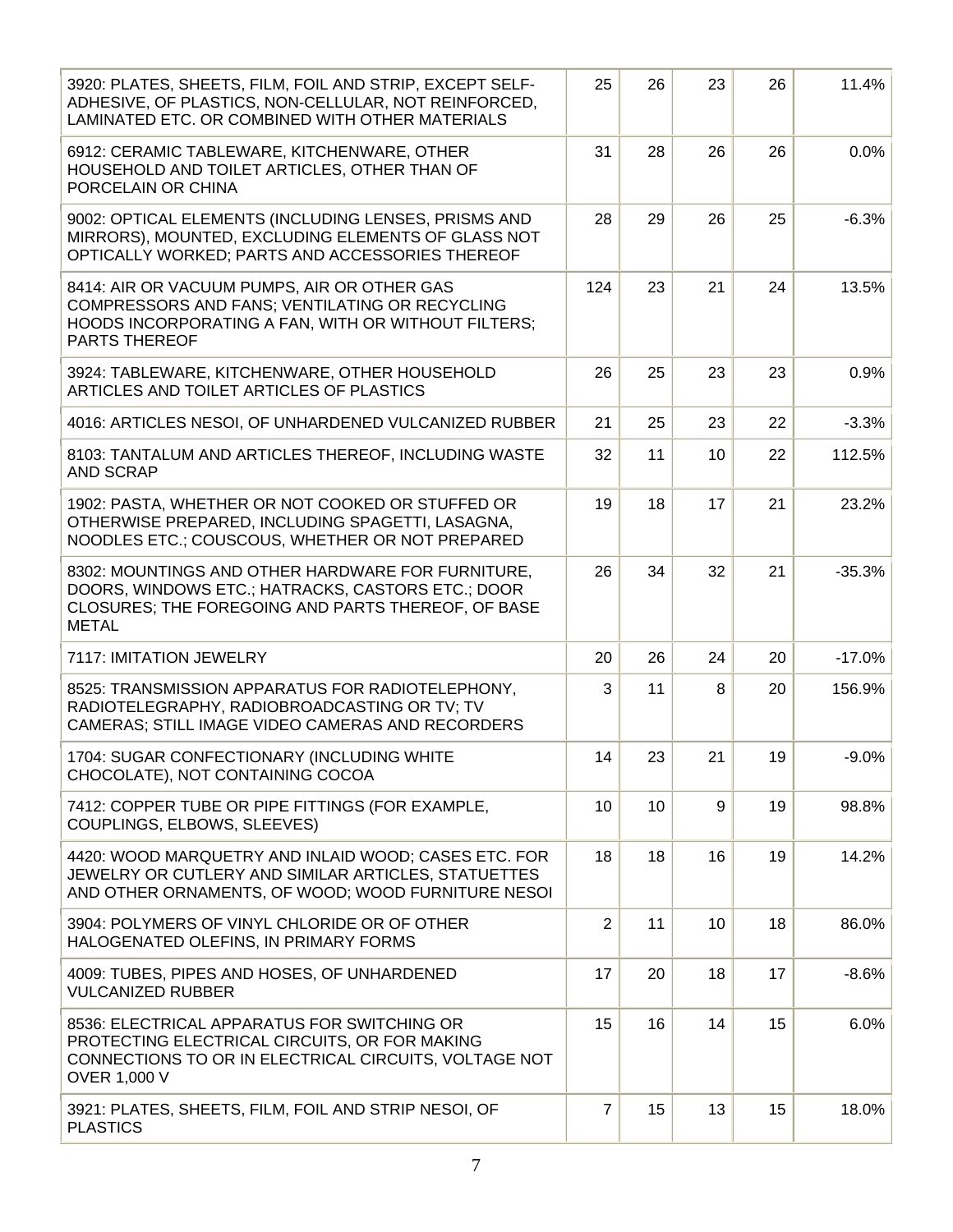| | | | | | |
|---|---|---|---|---|---|
| 3920: PLATES, SHEETS, FILM, FOIL AND STRIP, EXCEPT SELF-ADHESIVE, OF PLASTICS, NON-CELLULAR, NOT REINFORCED, LAMINATED ETC. OR COMBINED WITH OTHER MATERIALS | 25 | 26 | 23 | 26 | 11.4% |
| 6912: CERAMIC TABLEWARE, KITCHENWARE, OTHER HOUSEHOLD AND TOILET ARTICLES, OTHER THAN OF PORCELAIN OR CHINA | 31 | 28 | 26 | 26 | 0.0% |
| 9002: OPTICAL ELEMENTS (INCLUDING LENSES, PRISMS AND MIRRORS), MOUNTED, EXCLUDING ELEMENTS OF GLASS NOT OPTICALLY WORKED; PARTS AND ACCESSORIES THEREOF | 28 | 29 | 26 | 25 | -6.3% |
| 8414: AIR OR VACUUM PUMPS, AIR OR OTHER GAS COMPRESSORS AND FANS; VENTILATING OR RECYCLING HOODS INCORPORATING A FAN, WITH OR WITHOUT FILTERS; PARTS THEREOF | 124 | 23 | 21 | 24 | 13.5% |
| 3924: TABLEWARE, KITCHENWARE, OTHER HOUSEHOLD ARTICLES AND TOILET ARTICLES OF PLASTICS | 26 | 25 | 23 | 23 | 0.9% |
| 4016: ARTICLES NESOI, OF UNHARDENED VULCANIZED RUBBER | 21 | 25 | 23 | 22 | -3.3% |
| 8103: TANTALUM AND ARTICLES THEREOF, INCLUDING WASTE AND SCRAP | 32 | 11 | 10 | 22 | 112.5% |
| 1902: PASTA, WHETHER OR NOT COOKED OR STUFFED OR OTHERWISE PREPARED, INCLUDING SPAGETTI, LASAGNA, NOODLES ETC.; COUSCOUS, WHETHER OR NOT PREPARED | 19 | 18 | 17 | 21 | 23.2% |
| 8302: MOUNTINGS AND OTHER HARDWARE FOR FURNITURE, DOORS, WINDOWS ETC.; HATRACKS, CASTORS ETC.; DOOR CLOSURES; THE FOREGOING AND PARTS THEREOF, OF BASE METAL | 26 | 34 | 32 | 21 | -35.3% |
| 7117: IMITATION JEWELRY | 20 | 26 | 24 | 20 | -17.0% |
| 8525: TRANSMISSION APPARATUS FOR RADIOTELEPHONY, RADIOTELEGRAPHY, RADIOBROADCASTING OR TV; TV CAMERAS; STILL IMAGE VIDEO CAMERAS AND RECORDERS | 3 | 11 | 8 | 20 | 156.9% |
| 1704: SUGAR CONFECTIONARY (INCLUDING WHITE CHOCOLATE), NOT CONTAINING COCOA | 14 | 23 | 21 | 19 | -9.0% |
| 7412: COPPER TUBE OR PIPE FITTINGS (FOR EXAMPLE, COUPLINGS, ELBOWS, SLEEVES) | 10 | 10 | 9 | 19 | 98.8% |
| 4420: WOOD MARQUETRY AND INLAID WOOD; CASES ETC. FOR JEWELRY OR CUTLERY AND SIMILAR ARTICLES, STATUETTES AND OTHER ORNAMENTS, OF WOOD; WOOD FURNITURE NESOI | 18 | 18 | 16 | 19 | 14.2% |
| 3904: POLYMERS OF VINYL CHLORIDE OR OF OTHER HALOGENATED OLEFINS, IN PRIMARY FORMS | 2 | 11 | 10 | 18 | 86.0% |
| 4009: TUBES, PIPES AND HOSES, OF UNHARDENED VULCANIZED RUBBER | 17 | 20 | 18 | 17 | -8.6% |
| 8536: ELECTRICAL APPARATUS FOR SWITCHING OR PROTECTING ELECTRICAL CIRCUITS, OR FOR MAKING CONNECTIONS TO OR IN ELECTRICAL CIRCUITS, VOLTAGE NOT OVER 1,000 V | 15 | 16 | 14 | 15 | 6.0% |
| 3921: PLATES, SHEETS, FILM, FOIL AND STRIP NESOI, OF PLASTICS | 7 | 15 | 13 | 15 | 18.0% |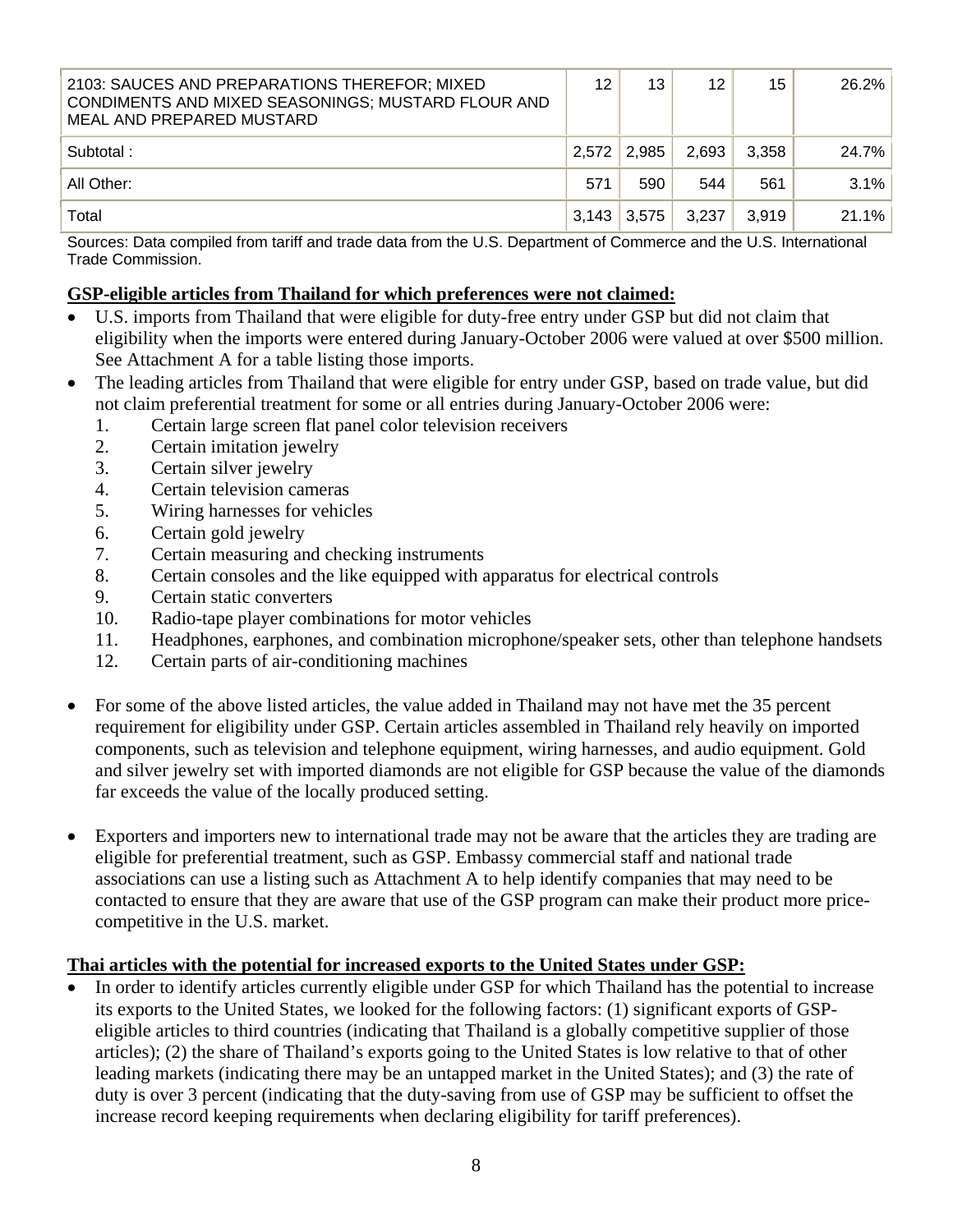| | | | | | |
|---|---|---|---|---|---|
| 2103: SAUCES AND PREPARATIONS THEREFOR; MIXED CONDIMENTS AND MIXED SEASONINGS; MUSTARD FLOUR AND MEAL AND PREPARED MUSTARD | 12 | 13 | 12 | 15 | 26.2% |
| Subtotal : | 2,572 | 2,985 | 2,693 | 3,358 | 24.7% |
| All Other: | 571 | 590 | 544 | 561 | 3.1% |
| Total | 3,143 | 3,575 | 3,237 | 3,919 | 21.1% |

Sources: Data compiled from tariff and trade data from the U.S. Department of Commerce and the U.S. International Trade Commission.

**GSP-eligible articles from Thailand for which preferences were not claimed:**

- U.S. imports from Thailand that were eligible for duty-free entry under GSP but did not claim that eligibility when the imports were entered during January-October 2006 were valued at over $500 million. See Attachment A for a table listing those imports.
- The leading articles from Thailand that were eligible for entry under GSP, based on trade value, but did not claim preferential treatment for some or all entries during January-October 2006 were:
  1. Certain large screen flat panel color television receivers
  2. Certain imitation jewelry
  3. Certain silver jewelry
  4. Certain television cameras
  5. Wiring harnesses for vehicles
  6. Certain gold jewelry
  7. Certain measuring and checking instruments
  8. Certain consoles and the like equipped with apparatus for electrical controls
  9. Certain static converters
  10. Radio-tape player combinations for motor vehicles
  11. Headphones, earphones, and combination microphone/speaker sets, other than telephone handsets
  12. Certain parts of air-conditioning machines

- For some of the above listed articles, the value added in Thailand may not have met the 35 percent requirement for eligibility under GSP. Certain articles assembled in Thailand rely heavily on imported components, such as television and telephone equipment, wiring harnesses, and audio equipment. Gold and silver jewelry set with imported diamonds are not eligible for GSP because the value of the diamonds far exceeds the value of the locally produced setting.

- Exporters and importers new to international trade may not be aware that the articles they are trading are eligible for preferential treatment, such as GSP. Embassy commercial staff and national trade associations can use a listing such as Attachment A to help identify companies that may need to be contacted to ensure that they are aware that use of the GSP program can make their product more price-competitive in the U.S. market.

**Thai articles with the potential for increased exports to the United States under GSP:**

- In order to identify articles currently eligible under GSP for which Thailand has the potential to increase its exports to the United States, we looked for the following factors: (1) significant exports of GSP-eligible articles to third countries (indicating that Thailand is a globally competitive supplier of those articles); (2) the share of Thailand's exports going to the United States is low relative to that of other leading markets (indicating there may be an untapped market in the United States); and (3) the rate of duty is over 3 percent (indicating that the duty-saving from use of GSP may be sufficient to offset the increase record keeping requirements when declaring eligibility for tariff preferences).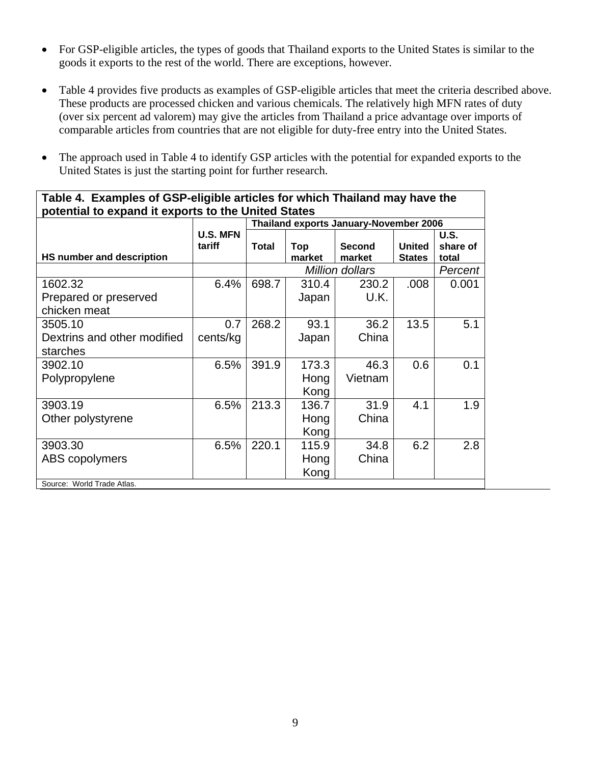- For GSP-eligible articles, the types of goods that Thailand exports to the United States is similar to the goods it exports to the rest of the world. There are exceptions, however.

- Table 4 provides five products as examples of GSP-eligible articles that meet the criteria described above. These products are processed chicken and various chemicals. The relatively high MFN rates of duty (over six percent ad valorem) may give the articles from Thailand a price advantage over imports of comparable articles from countries that are not eligible for duty-free entry into the United States.

- The approach used in Table 4 to identify GSP articles with the potential for expanded exports to the United States is just the starting point for further research.

**Table 4. Examples of GSP-eligible articles for which Thailand may have the potential to expand it exports to the United States**

| | | Thailand exports January-November 2006 | | | | |
|---|---|---|---|---|---|---|
| HS number and description | U.S. MFN tariff | Total | Top market | Second market | United States | U.S. share of total |
| | | *Million dollars* | | | | *Percent* |
| 1602.32 Prepared or preserved chicken meat | 6.4% | 698.7 | 310.4 Japan | 230.2 U.K. | .008 | 0.001 |
| 3505.10 Dextrins and other modified starches | 0.7 cents/kg | 268.2 | 93.1 Japan | 36.2 China | 13.5 | 5.1 |
| 3902.10 Polypropylene | 6.5% | 391.9 | 173.3 Hong Kong | 46.3 Vietnam | 0.6 | 0.1 |
| 3903.19 Other polystyrene | 6.5% | 213.3 | 136.7 Hong Kong | 31.9 China | 4.1 | 1.9 |
| 3903.30 ABS copolymers | 6.5% | 220.1 | 115.9 Hong Kong | 34.8 China | 6.2 | 2.8 |

Source: World Trade Atlas.